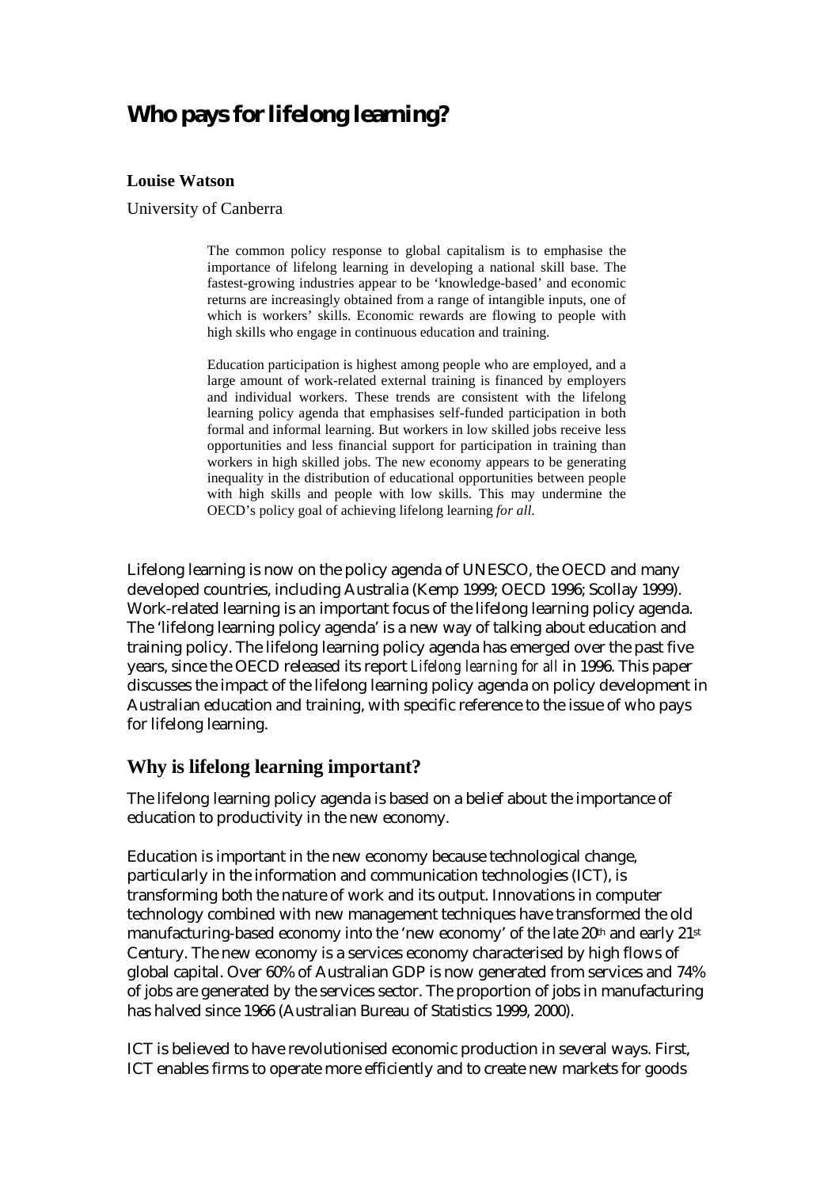# Who pays for lifelong learning?

**Louise Watson**

University of Canberra

> The common policy response to global capitalism is to emphasise the importance of lifelong learning in developing a national skill base. The fastest-growing industries appear to be 'knowledge-based' and economic returns are increasingly obtained from a range of intangible inputs, one of which is workers' skills. Economic rewards are flowing to people with high skills who engage in continuous education and training.
>
> Education participation is highest among people who are employed, and a large amount of work-related external training is financed by employers and individual workers. These trends are consistent with the lifelong learning policy agenda that emphasises self-funded participation in both formal and informal learning. But workers in low skilled jobs receive less opportunities and less financial support for participation in training than workers in high skilled jobs. The new economy appears to be generating inequality in the distribution of educational opportunities between people with high skills and people with low skills. This may undermine the OECD's policy goal of achieving lifelong learning *for all*.

Lifelong learning is now on the policy agenda of UNESCO, the OECD and many developed countries, including Australia (Kemp 1999; OECD 1996; Scollay 1999). Work-related learning is an important focus of the lifelong learning policy agenda. The 'lifelong learning policy agenda' is a new way of talking about education and training policy. The lifelong learning policy agenda has emerged over the past five years, since the OECD released its report *Lifelong learning for all* in 1996. This paper discusses the impact of the lifelong learning policy agenda on policy development in Australian education and training, with specific reference to the issue of who pays for lifelong learning.

## Why is lifelong learning important?

The lifelong learning policy agenda is based on a belief about the importance of education to productivity in the new economy.

Education is important in the new economy because technological change, particularly in the information and communication technologies (ICT), is transforming both the nature of work and its output. Innovations in computer technology combined with new management techniques have transformed the old manufacturing-based economy into the 'new economy' of the late 20th and early 21st Century. The new economy is a services economy characterised by high flows of global capital. Over 60% of Australian GDP is now generated from services and 74% of jobs are generated by the services sector. The proportion of jobs in manufacturing has halved since 1966 (Australian Bureau of Statistics 1999, 2000).

ICT is believed to have revolutionised economic production in several ways. First, ICT enables firms to operate more efficiently and to create new markets for goods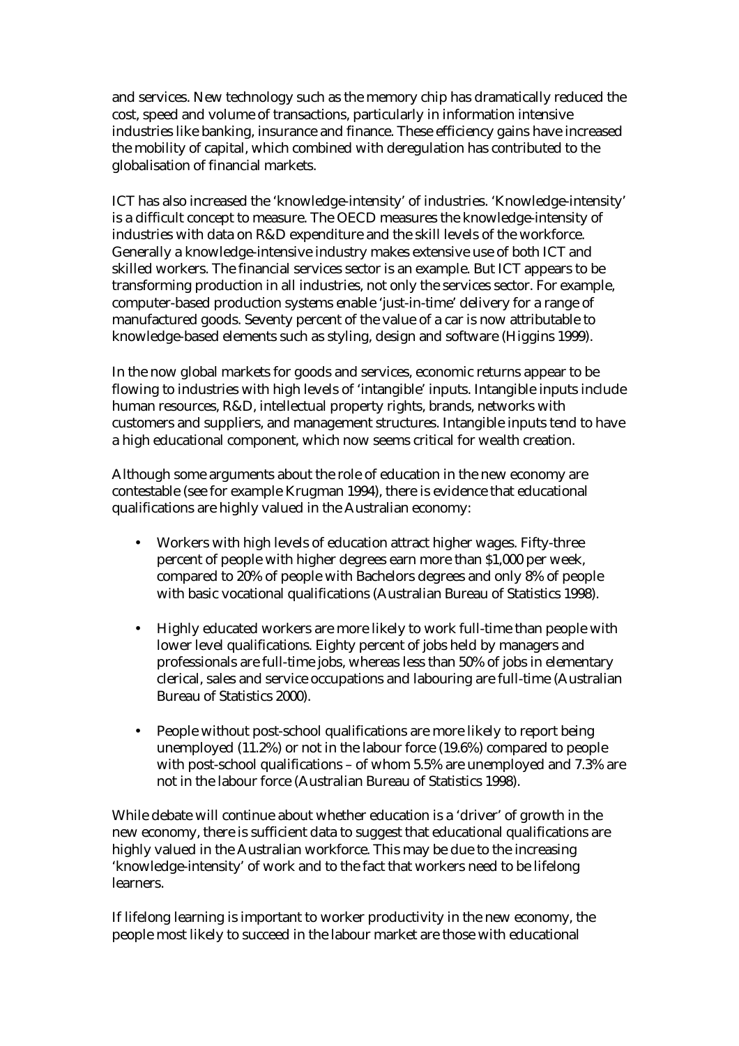and services. New technology such as the memory chip has dramatically reduced the cost, speed and volume of transactions, particularly in information intensive industries like banking, insurance and finance. These efficiency gains have increased the mobility of capital, which combined with deregulation has contributed to the globalisation of financial markets.

ICT has also increased the 'knowledge-intensity' of industries. 'Knowledge-intensity' is a difficult concept to measure. The OECD measures the knowledge-intensity of industries with data on R&D expenditure and the skill levels of the workforce. Generally a knowledge-intensive industry makes extensive use of both ICT and skilled workers. The financial services sector is an example. But ICT appears to be transforming production in all industries, not only the services sector. For example, computer-based production systems enable 'just-in-time' delivery for a range of manufactured goods. Seventy percent of the value of a car is now attributable to knowledge-based elements such as styling, design and software (Higgins 1999).

In the now global markets for goods and services, economic returns appear to be flowing to industries with high levels of 'intangible' inputs. Intangible inputs include human resources, R&D, intellectual property rights, brands, networks with customers and suppliers, and management structures. Intangible inputs tend to have a high educational component, which now seems critical for wealth creation.

Although some arguments about the role of education in the new economy are contestable (see for example Krugman 1994), there is evidence that educational qualifications are highly valued in the Australian economy:

- Workers with high levels of education attract higher wages. Fifty-three percent of people with higher degrees earn more than $1,000 per week, compared to 20% of people with Bachelors degrees and only 8% of people with basic vocational qualifications (Australian Bureau of Statistics 1998).

- Highly educated workers are more likely to work full-time than people with lower level qualifications. Eighty percent of jobs held by managers and professionals are full-time jobs, whereas less than 50% of jobs in elementary clerical, sales and service occupations and labouring are full-time (Australian Bureau of Statistics 2000).

- People without post-school qualifications are more likely to report being unemployed (11.2%) or not in the labour force (19.6%) compared to people with post-school qualifications – of whom 5.5% are unemployed and 7.3% are not in the labour force (Australian Bureau of Statistics 1998).

While debate will continue about whether education is a 'driver' of growth in the new economy, there is sufficient data to suggest that educational qualifications are highly valued in the Australian workforce. This may be due to the increasing 'knowledge-intensity' of work and to the fact that workers need to be lifelong learners.

If lifelong learning is important to worker productivity in the new economy, the people most likely to succeed in the labour market are those with educational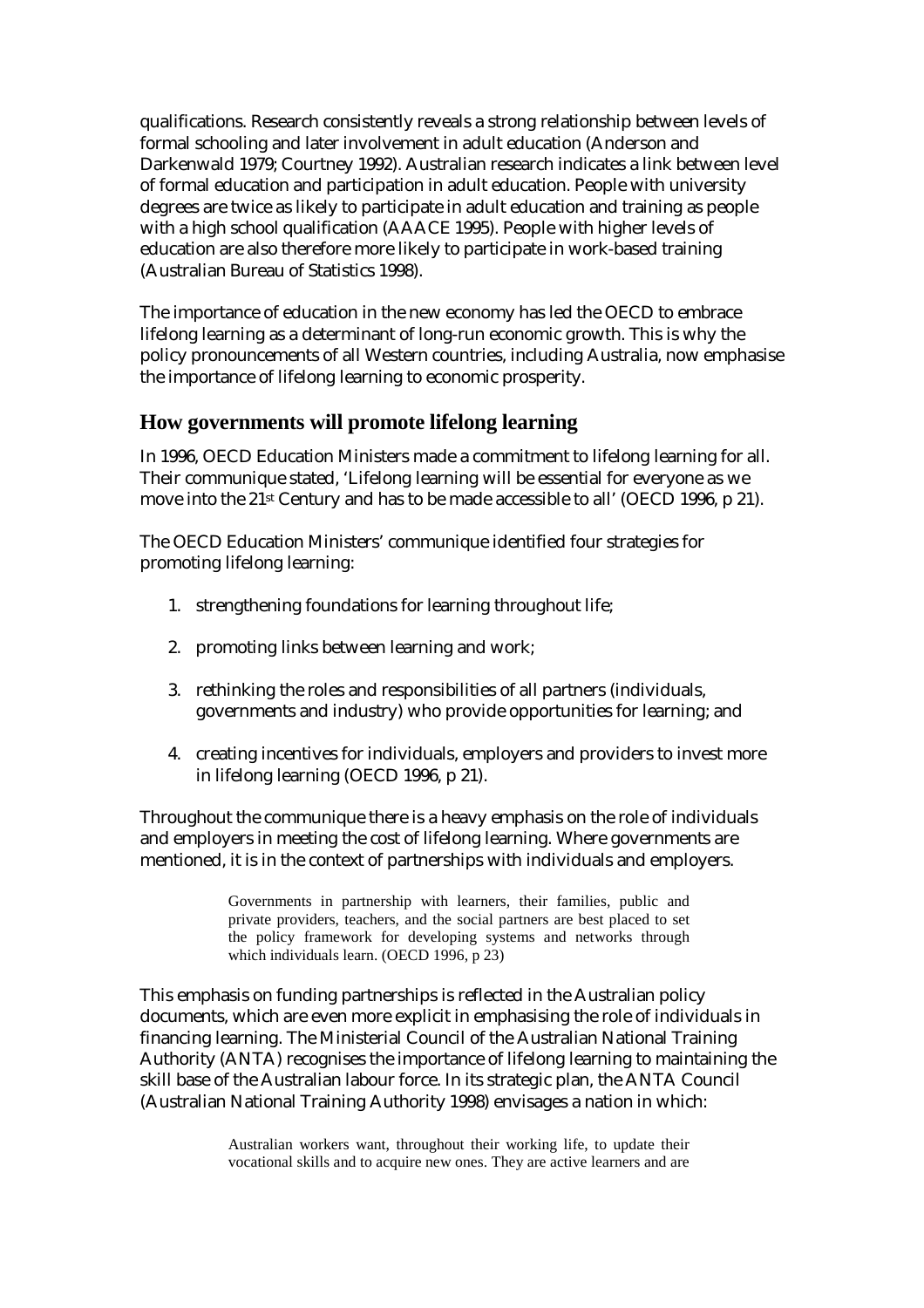qualifications. Research consistently reveals a strong relationship between levels of formal schooling and later involvement in adult education (Anderson and Darkenwald 1979; Courtney 1992). Australian research indicates a link between level of formal education and participation in adult education. People with university degrees are twice as likely to participate in adult education and training as people with a high school qualification (AAACE 1995). People with higher levels of education are also therefore more likely to participate in work-based training (Australian Bureau of Statistics 1998).

The importance of education in the new economy has led the OECD to embrace lifelong learning as a determinant of long-run economic growth. This is why the policy pronouncements of all Western countries, including Australia, now emphasise the importance of lifelong learning to economic prosperity.

## How governments will promote lifelong learning

In 1996, OECD Education Ministers made a commitment to lifelong learning for all. Their communique stated, 'Lifelong learning will be essential for everyone as we move into the 21st Century and has to be made accessible to all' (OECD 1996, p 21).

The OECD Education Ministers' communique identified four strategies for promoting lifelong learning:

1. strengthening foundations for learning throughout life;
2. promoting links between learning and work;
3. rethinking the roles and responsibilities of all partners (individuals, governments and industry) who provide opportunities for learning; and
4. creating incentives for individuals, employers and providers to invest more in lifelong learning (OECD 1996, p 21).

Throughout the communique there is a heavy emphasis on the role of individuals and employers in meeting the cost of lifelong learning. Where governments are mentioned, it is in the context of partnerships with individuals and employers.

> Governments in partnership with learners, their families, public and private providers, teachers, and the social partners are best placed to set the policy framework for developing systems and networks through which individuals learn. (OECD 1996, p 23)

This emphasis on funding partnerships is reflected in the Australian policy documents, which are even more explicit in emphasising the role of individuals in financing learning. The Ministerial Council of the Australian National Training Authority (ANTA) recognises the importance of lifelong learning to maintaining the skill base of the Australian labour force. In its strategic plan, the ANTA Council (Australian National Training Authority 1998) envisages a nation in which:

> Australian workers want, throughout their working life, to update their vocational skills and to acquire new ones. They are active learners and are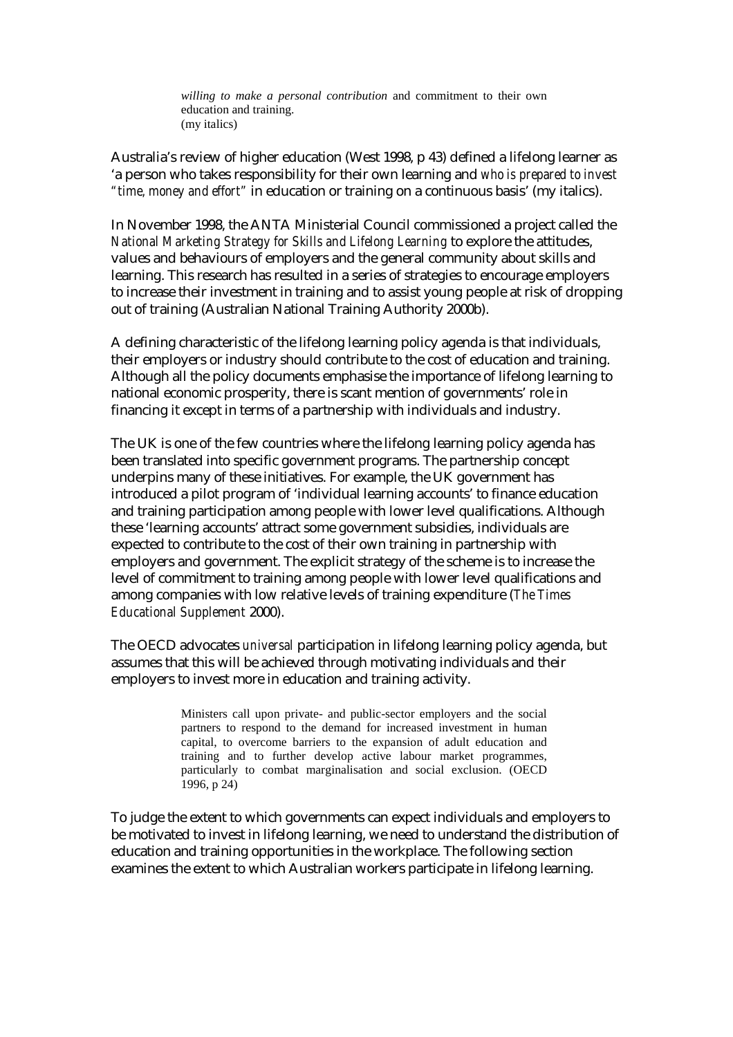> *willing to make a personal contribution* and commitment to their own education and training.
> (my italics)

Australia's review of higher education (West 1998, p 43) defined a lifelong learner as 'a person who takes responsibility for their own learning and *who is prepared to invest "time, money and effort"* in education or training on a continuous basis' (my italics).

In November 1998, the ANTA Ministerial Council commissioned a project called the *National Marketing Strategy for Skills and Lifelong Learning* to explore the attitudes, values and behaviours of employers and the general community about skills and learning. This research has resulted in a series of strategies to encourage employers to increase their investment in training and to assist young people at risk of dropping out of training (Australian National Training Authority 2000b).

A defining characteristic of the lifelong learning policy agenda is that individuals, their employers or industry should contribute to the cost of education and training. Although all the policy documents emphasise the importance of lifelong learning to national economic prosperity, there is scant mention of governments' role in financing it except in terms of a partnership with individuals and industry.

The UK is one of the few countries where the lifelong learning policy agenda has been translated into specific government programs. The partnership concept underpins many of these initiatives. For example, the UK government has introduced a pilot program of 'individual learning accounts' to finance education and training participation among people with lower level qualifications. Although these 'learning accounts' attract some government subsidies, individuals are expected to contribute to the cost of their own training in partnership with employers and government. The explicit strategy of the scheme is to increase the level of commitment to training among people with lower level qualifications and among companies with low relative levels of training expenditure (*The Times Educational Supplement* 2000).

The OECD advocates *universal* participation in lifelong learning policy agenda, but assumes that this will be achieved through motivating individuals and their employers to invest more in education and training activity.

> Ministers call upon private- and public-sector employers and the social partners to respond to the demand for increased investment in human capital, to overcome barriers to the expansion of adult education and training and to further develop active labour market programmes, particularly to combat marginalisation and social exclusion. (OECD 1996, p 24)

To judge the extent to which governments can expect individuals and employers to be motivated to invest in lifelong learning, we need to understand the distribution of education and training opportunities in the workplace. The following section examines the extent to which Australian workers participate in lifelong learning.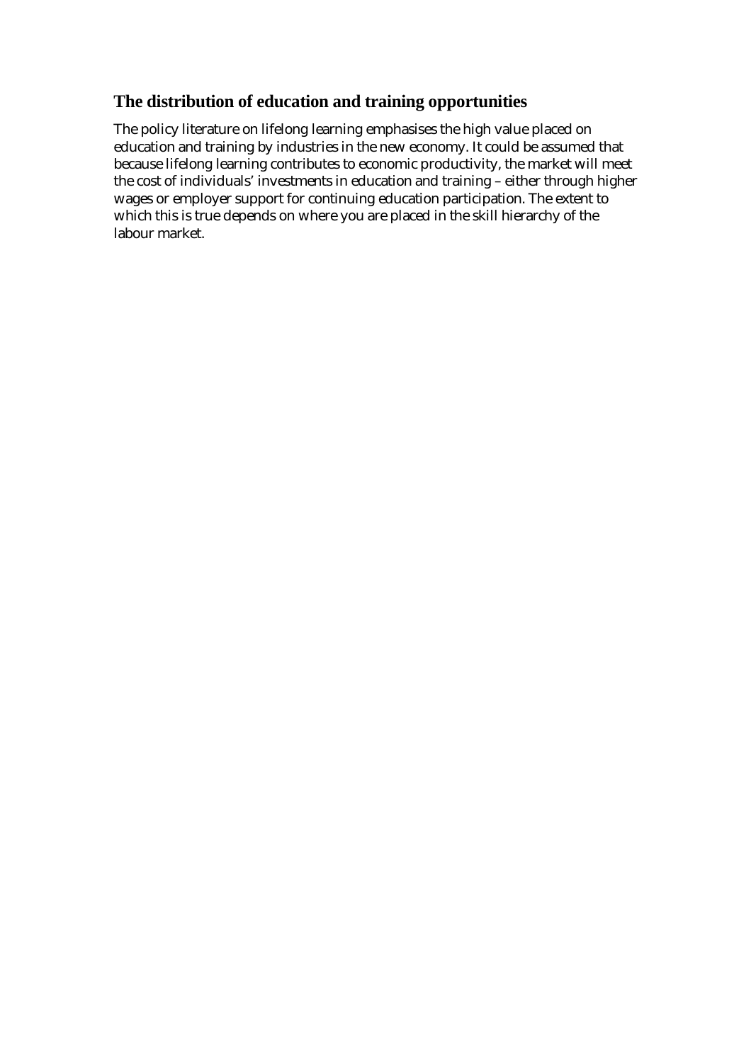## The distribution of education and training opportunities

The policy literature on lifelong learning emphasises the high value placed on education and training by industries in the new economy. It could be assumed that because lifelong learning contributes to economic productivity, the market will meet the cost of individuals' investments in education and training – either through higher wages or employer support for continuing education participation. The extent to which this is true depends on where you are placed in the skill hierarchy of the labour market.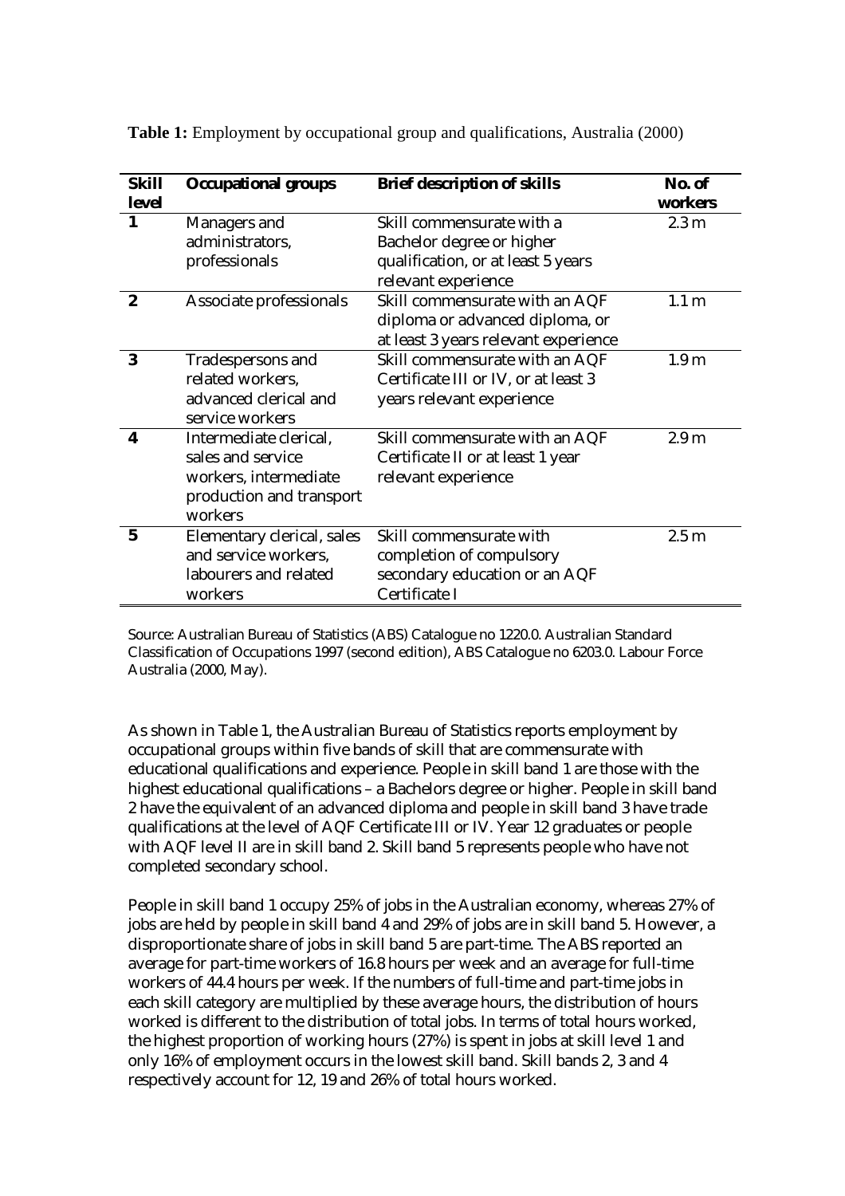**Table 1:** Employment by occupational group and qualifications, Australia (2000)

| Skill level | Occupational groups | Brief description of skills | No. of workers |
|---|---|---|---|
| 1 | Managers and administrators, professionals | Skill commensurate with a Bachelor degree or higher qualification, or at least 5 years relevant experience | 2.3 m |
| 2 | Associate professionals | Skill commensurate with an AQF diploma or advanced diploma, or at least 3 years relevant experience | 1.1 m |
| 3 | Tradespersons and related workers, advanced clerical and service workers | Skill commensurate with an AQF Certificate III or IV, or at least 3 years relevant experience | 1.9 m |
| 4 | Intermediate clerical, sales and service workers, intermediate production and transport workers | Skill commensurate with an AQF Certificate II or at least 1 year relevant experience | 2.9 m |
| 5 | Elementary clerical, sales and service workers, labourers and related workers | Skill commensurate with completion of compulsory secondary education or an AQF Certificate I | 2.5 m |

Source: Australian Bureau of Statistics (ABS) Catalogue no 1220.0. Australian Standard Classification of Occupations 1997 (second edition), ABS Catalogue no 6203.0. Labour Force Australia (2000, May).

As shown in Table 1, the Australian Bureau of Statistics reports employment by occupational groups within five bands of skill that are commensurate with educational qualifications and experience. People in skill band 1 are those with the highest educational qualifications – a Bachelors degree or higher. People in skill band 2 have the equivalent of an advanced diploma and people in skill band 3 have trade qualifications at the level of AQF Certificate III or IV. Year 12 graduates or people with AQF level II are in skill band 2. Skill band 5 represents people who have not completed secondary school.

People in skill band 1 occupy 25% of jobs in the Australian economy, whereas 27% of jobs are held by people in skill band 4 and 29% of jobs are in skill band 5. However, a disproportionate share of jobs in skill band 5 are part-time. The ABS reported an average for part-time workers of 16.8 hours per week and an average for full-time workers of 44.4 hours per week. If the numbers of full-time and part-time jobs in each skill category are multiplied by these average hours, the distribution of hours worked is different to the distribution of total jobs. In terms of total hours worked, the highest proportion of working hours (27%) is spent in jobs at skill level 1 and only 16% of employment occurs in the lowest skill band. Skill bands 2, 3 and 4 respectively account for 12, 19 and 26% of total hours worked.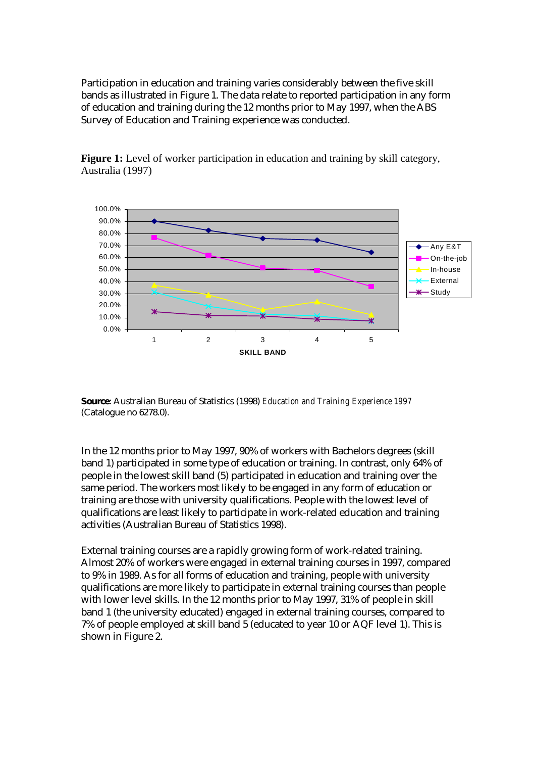Participation in education and training varies considerably between the five skill bands as illustrated in Figure 1. The data relate to reported participation in any form of education and training during the 12 months prior to May 1997, when the ABS Survey of Education and Training experience was conducted.

**Figure 1:** Level of worker participation in education and training by skill category, Australia (1997)

**Source**: Australian Bureau of Statistics (1998) *Education and Training Experience 1997* (Catalogue no 6278.0).

In the 12 months prior to May 1997, 90% of workers with Bachelors degrees (skill band 1) participated in some type of education or training. In contrast, only 64% of people in the lowest skill band (5) participated in education and training over the same period. The workers most likely to be engaged in any form of education or training are those with university qualifications. People with the lowest level of qualifications are least likely to participate in work-related education and training activities (Australian Bureau of Statistics 1998).

External training courses are a rapidly growing form of work-related training. Almost 20% of workers were engaged in external training courses in 1997, compared to 9% in 1989. As for all forms of education and training, people with university qualifications are more likely to participate in external training courses than people with lower level skills. In the 12 months prior to May 1997, 31% of people in skill band 1 (the university educated) engaged in external training courses, compared to 7% of people employed at skill band 5 (educated to year 10 or AQF level 1). This is shown in Figure 2.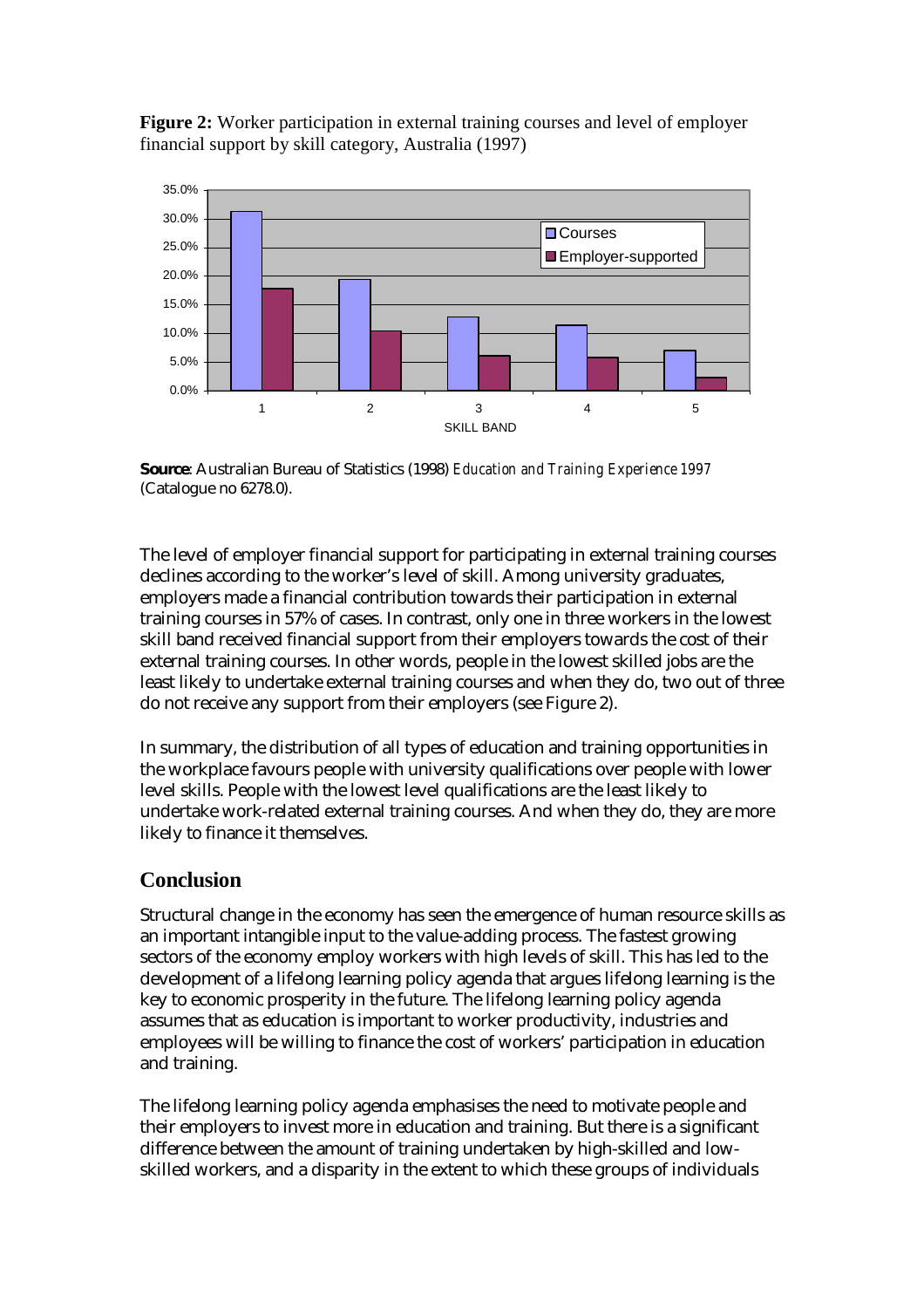**Figure 2:** Worker participation in external training courses and level of employer financial support by skill category, Australia (1997)

**Source**: Australian Bureau of Statistics (1998) *Education and Training Experience 1997* (Catalogue no 6278.0).

The level of employer financial support for participating in external training courses declines according to the worker's level of skill. Among university graduates, employers made a financial contribution towards their participation in external training courses in 57% of cases. In contrast, only one in three workers in the lowest skill band received financial support from their employers towards the cost of their external training courses. In other words, people in the lowest skilled jobs are the least likely to undertake external training courses and when they do, two out of three do not receive any support from their employers (see Figure 2).

In summary, the distribution of all types of education and training opportunities in the workplace favours people with university qualifications over people with lower level skills. People with the lowest level qualifications are the least likely to undertake work-related external training courses. And when they do, they are more likely to finance it themselves.

## Conclusion

Structural change in the economy has seen the emergence of human resource skills as an important intangible input to the value-adding process. The fastest growing sectors of the economy employ workers with high levels of skill. This has led to the development of a lifelong learning policy agenda that argues lifelong learning is the key to economic prosperity in the future. The lifelong learning policy agenda assumes that as education is important to worker productivity, industries and employees will be willing to finance the cost of workers' participation in education and training.

The lifelong learning policy agenda emphasises the need to motivate people and their employers to invest more in education and training. But there is a significant difference between the amount of training undertaken by high-skilled and low-skilled workers, and a disparity in the extent to which these groups of individuals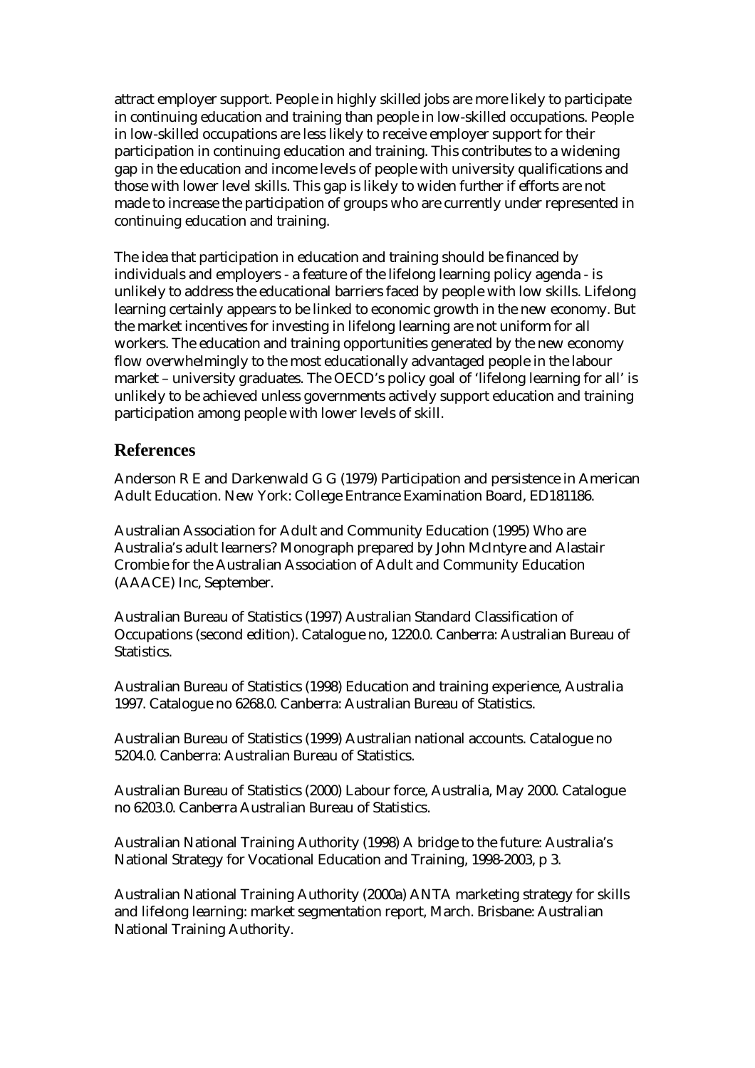attract employer support. People in highly skilled jobs are more likely to participate in continuing education and training than people in low-skilled occupations. People in low-skilled occupations are less likely to receive employer support for their participation in continuing education and training. This contributes to a widening gap in the education and income levels of people with university qualifications and those with lower level skills. This gap is likely to widen further if efforts are not made to increase the participation of groups who are currently under represented in continuing education and training.

The idea that participation in education and training should be financed by individuals and employers - a feature of the lifelong learning policy agenda - is unlikely to address the educational barriers faced by people with low skills. Lifelong learning certainly appears to be linked to economic growth in the new economy. But the market incentives for investing in lifelong learning are not uniform for all workers. The education and training opportunities generated by the new economy flow overwhelmingly to the most educationally advantaged people in the labour market – university graduates. The OECD's policy goal of 'lifelong learning for all' is unlikely to be achieved unless governments actively support education and training participation among people with lower levels of skill.

## References

Anderson R E and Darkenwald G G (1979) Participation and persistence in American Adult Education. New York: College Entrance Examination Board, ED181186.

Australian Association for Adult and Community Education (1995) Who are Australia's adult learners? Monograph prepared by John McIntyre and Alastair Crombie for the Australian Association of Adult and Community Education (AAACE) Inc, September.

Australian Bureau of Statistics (1997) Australian Standard Classification of Occupations (second edition). Catalogue no, 1220.0. Canberra: Australian Bureau of Statistics.

Australian Bureau of Statistics (1998) Education and training experience, Australia 1997. Catalogue no 6268.0. Canberra: Australian Bureau of Statistics.

Australian Bureau of Statistics (1999) Australian national accounts. Catalogue no 5204.0. Canberra: Australian Bureau of Statistics.

Australian Bureau of Statistics (2000) Labour force, Australia, May 2000. Catalogue no 6203.0. Canberra Australian Bureau of Statistics.

Australian National Training Authority (1998) A bridge to the future: Australia's National Strategy for Vocational Education and Training, 1998-2003, p 3.

Australian National Training Authority (2000a) ANTA marketing strategy for skills and lifelong learning: market segmentation report, March. Brisbane: Australian National Training Authority.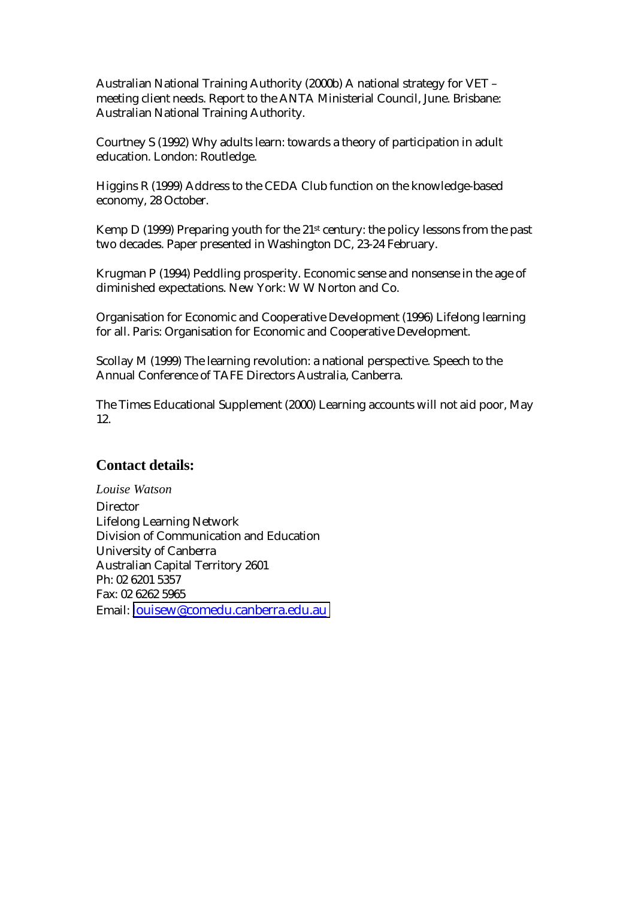Australian National Training Authority (2000b) A national strategy for VET – meeting client needs. Report to the ANTA Ministerial Council, June. Brisbane: Australian National Training Authority.

Courtney S (1992) Why adults learn: towards a theory of participation in adult education. London: Routledge.

Higgins R (1999) Address to the CEDA Club function on the knowledge-based economy, 28 October.

Kemp D (1999) Preparing youth for the 21st century: the policy lessons from the past two decades. Paper presented in Washington DC, 23-24 February.

Krugman P (1994) Peddling prosperity. Economic sense and nonsense in the age of diminished expectations. New York: W W Norton and Co.

Organisation for Economic and Cooperative Development (1996) Lifelong learning for all. Paris: Organisation for Economic and Cooperative Development.

Scollay M (1999) The learning revolution: a national perspective. Speech to the Annual Conference of TAFE Directors Australia, Canberra.

The Times Educational Supplement (2000) Learning accounts will not aid poor, May 12.

## Contact details:

*Louise Watson*
Director
Lifelong Learning Network
Division of Communication and Education
University of Canberra
Australian Capital Territory 2601
Ph: 02 6201 5357
Fax: 02 6262 5965
Email: louisew@comedu.canberra.edu.au